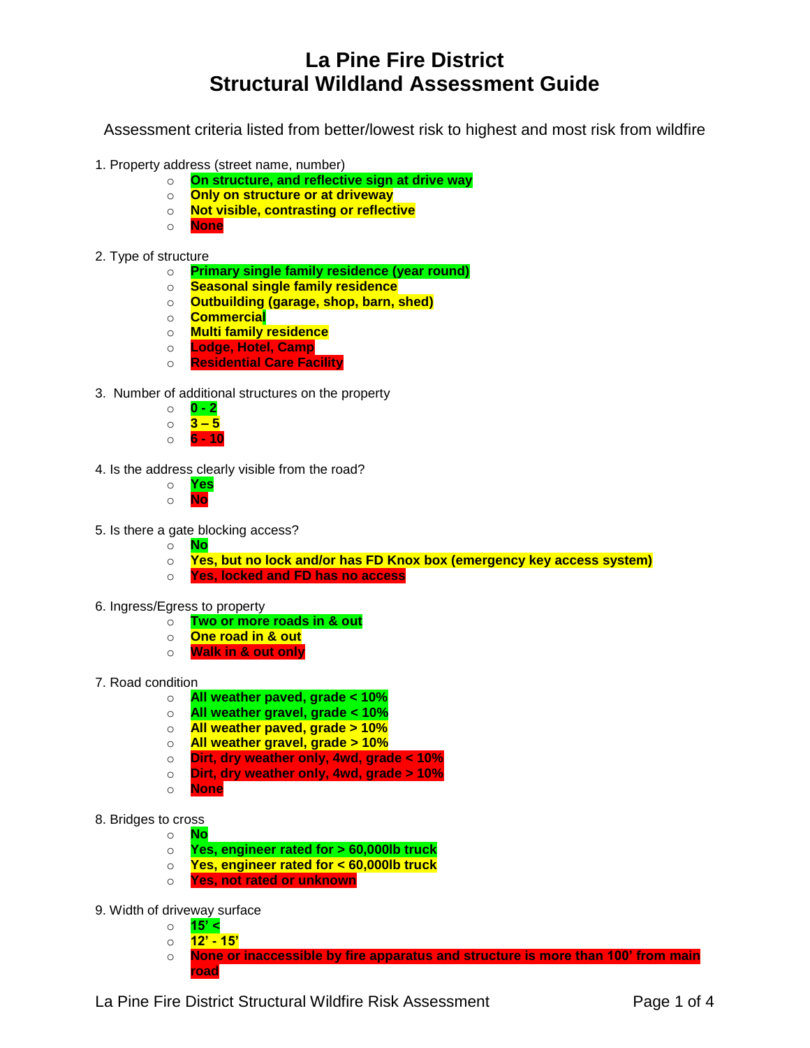# La Pine Fire District
# Structural Wildland Assessment Guide

Assessment criteria listed from better/lowest risk to highest and most risk from wildfire

1. Property address (street name, number)
   - **On structure, and reflective sign at drive way**
   - **Only on structure or at driveway**
   - **Not visible, contrasting or reflective**
   - **None**

2. Type of structure
   - **Primary single family residence (year round)**
   - **Seasonal single family residence**
   - **Outbuilding (garage, shop, barn, shed)**
   - **Commercial**
   - **Multi family residence**
   - **Lodge, Hotel, Camp**
   - **Residential Care Facility**

3. Number of additional structures on the property
   - **0 - 2**
   - **3 – 5**
   - **6 - 10**

4. Is the address clearly visible from the road?
   - **Yes**
   - **No**

5. Is there a gate blocking access?
   - **No**
   - **Yes, but no lock and/or has FD Knox box (emergency key access system)**
   - **Yes, locked and FD has no access**

6. Ingress/Egress to property
   - **Two or more roads in & out**
   - **One road in & out**
   - **Walk in & out only**

7. Road condition
   - **All weather paved, grade < 10%**
   - **All weather gravel, grade < 10%**
   - **All weather paved, grade > 10%**
   - **All weather gravel, grade > 10%**
   - **Dirt, dry weather only, 4wd, grade < 10%**
   - **Dirt, dry weather only, 4wd, grade > 10%**
   - **None**

8. Bridges to cross
   - **No**
   - **Yes, engineer rated for > 60,000lb truck**
   - **Yes, engineer rated for < 60,000lb truck**
   - **Yes, not rated or unknown**

9. Width of driveway surface
   - **15' <**
   - **12' - 15'**
   - **None or inaccessible by fire apparatus and structure is more than 100' from main road**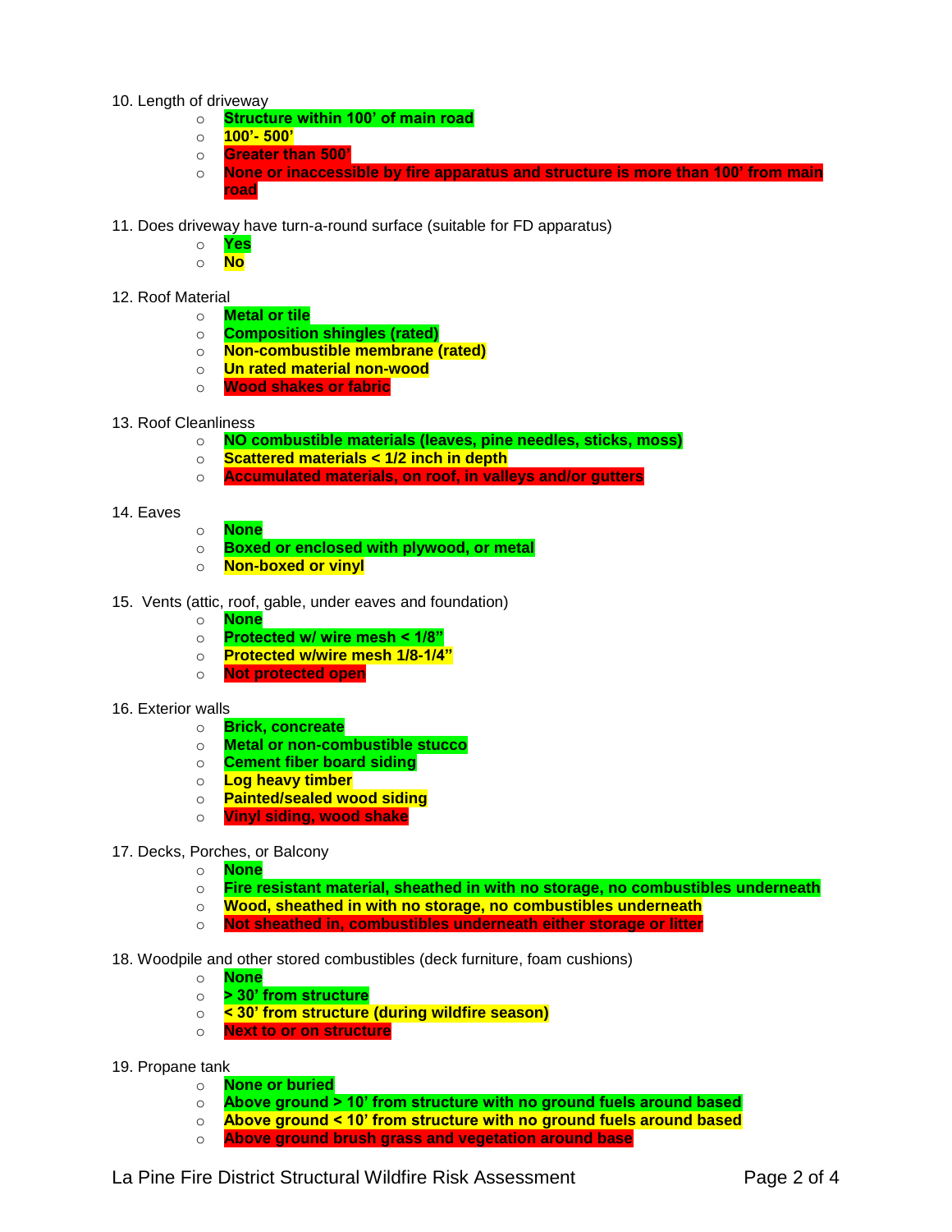10. Length of driveway
    - **Structure within 100' of main road**
    - **100'- 500'**
    - **Greater than 500'**
    - **None or inaccessible by fire apparatus and structure is more than 100' from main road**

11. Does driveway have turn-a-round surface (suitable for FD apparatus)
    - **Yes**
    - **No**

12. Roof Material
    - **Metal or tile**
    - **Composition shingles (rated)**
    - **Non-combustible membrane (rated)**
    - **Un rated material non-wood**
    - **Wood shakes or fabric**

13. Roof Cleanliness
    - **NO combustible materials (leaves, pine needles, sticks, moss)**
    - **Scattered materials < 1/2 inch in depth**
    - **Accumulated materials, on roof, in valleys and/or gutters**

14. Eaves
    - **None**
    - **Boxed or enclosed with plywood, or metal**
    - **Non-boxed or vinyl**

15. Vents (attic, roof, gable, under eaves and foundation)
    - **None**
    - **Protected w/ wire mesh < 1/8"**
    - **Protected w/wire mesh 1/8-1/4"**
    - **Not protected open**

16. Exterior walls
    - **Brick, concreate**
    - **Metal or non-combustible stucco**
    - **Cement fiber board siding**
    - **Log heavy timber**
    - **Painted/sealed wood siding**
    - **Vinyl siding, wood shake**

17. Decks, Porches, or Balcony
    - **None**
    - **Fire resistant material, sheathed in with no storage, no combustibles underneath**
    - **Wood, sheathed in with no storage, no combustibles underneath**
    - **Not sheathed in, combustibles underneath either storage or litter**

18. Woodpile and other stored combustibles (deck furniture, foam cushions)
    - **None**
    - **> 30' from structure**
    - **< 30' from structure (during wildfire season)**
    - **Next to or on structure**

19. Propane tank
    - **None or buried**
    - **Above ground > 10' from structure with no ground fuels around based**
    - **Above ground < 10' from structure with no ground fuels around based**
    - **Above ground brush grass and vegetation around base**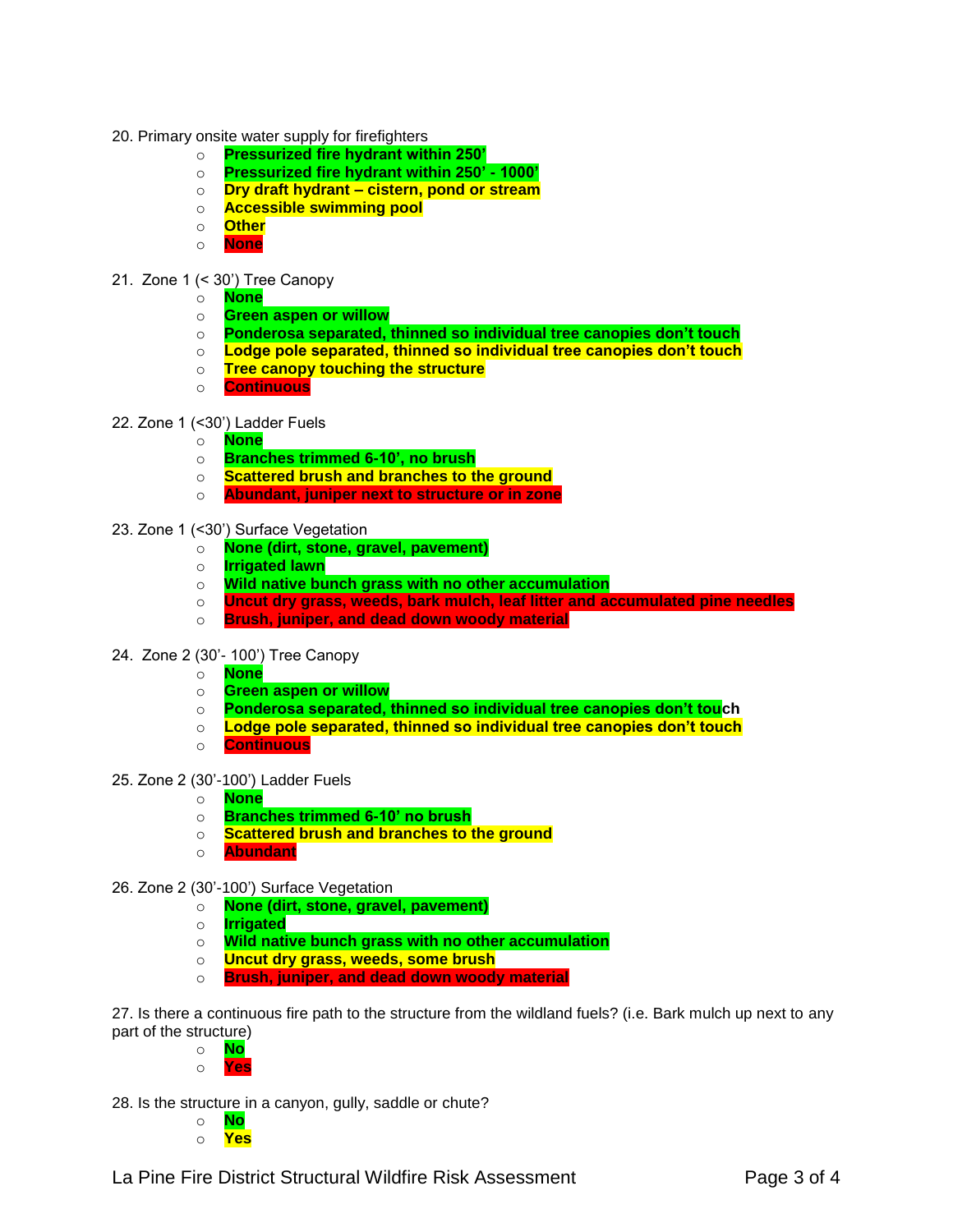20. Primary onsite water supply for firefighters
   - **Pressurized fire hydrant within 250'**
   - **Pressurized fire hydrant within 250' - 1000'**
   - **Dry draft hydrant – cistern, pond or stream**
   - **Accessible swimming pool**
   - **Other**
   - **None**

21. Zone 1 (< 30') Tree Canopy
   - **None**
   - **Green aspen or willow**
   - **Ponderosa separated, thinned so individual tree canopies don't touch**
   - **Lodge pole separated, thinned so individual tree canopies don't touch**
   - **Tree canopy touching the structure**
   - **Continuous**

22. Zone 1 (<30') Ladder Fuels
   - **None**
   - **Branches trimmed 6-10', no brush**
   - **Scattered brush and branches to the ground**
   - **Abundant, juniper next to structure or in zone**

23. Zone 1 (<30') Surface Vegetation
   - **None (dirt, stone, gravel, pavement)**
   - **Irrigated lawn**
   - **Wild native bunch grass with no other accumulation**
   - **Uncut dry grass, weeds, bark mulch, leaf litter and accumulated pine needles**
   - **Brush, juniper, and dead down woody material**

24. Zone 2 (30'- 100') Tree Canopy
   - **None**
   - **Green aspen or willow**
   - **Ponderosa separated, thinned so individual tree canopies don't touch**
   - **Lodge pole separated, thinned so individual tree canopies don't touch**
   - **Continuous**

25. Zone 2 (30'-100') Ladder Fuels
   - **None**
   - **Branches trimmed 6-10' no brush**
   - **Scattered brush and branches to the ground**
   - **Abundant**

26. Zone 2 (30'-100') Surface Vegetation
   - **None (dirt, stone, gravel, pavement)**
   - **Irrigated**
   - **Wild native bunch grass with no other accumulation**
   - **Uncut dry grass, weeds, some brush**
   - **Brush, juniper, and dead down woody material**

27. Is there a continuous fire path to the structure from the wildland fuels? (i.e. Bark mulch up next to any part of the structure)
   - **No**
   - **Yes**

28. Is the structure in a canyon, gully, saddle or chute?
   - **No**
   - **Yes**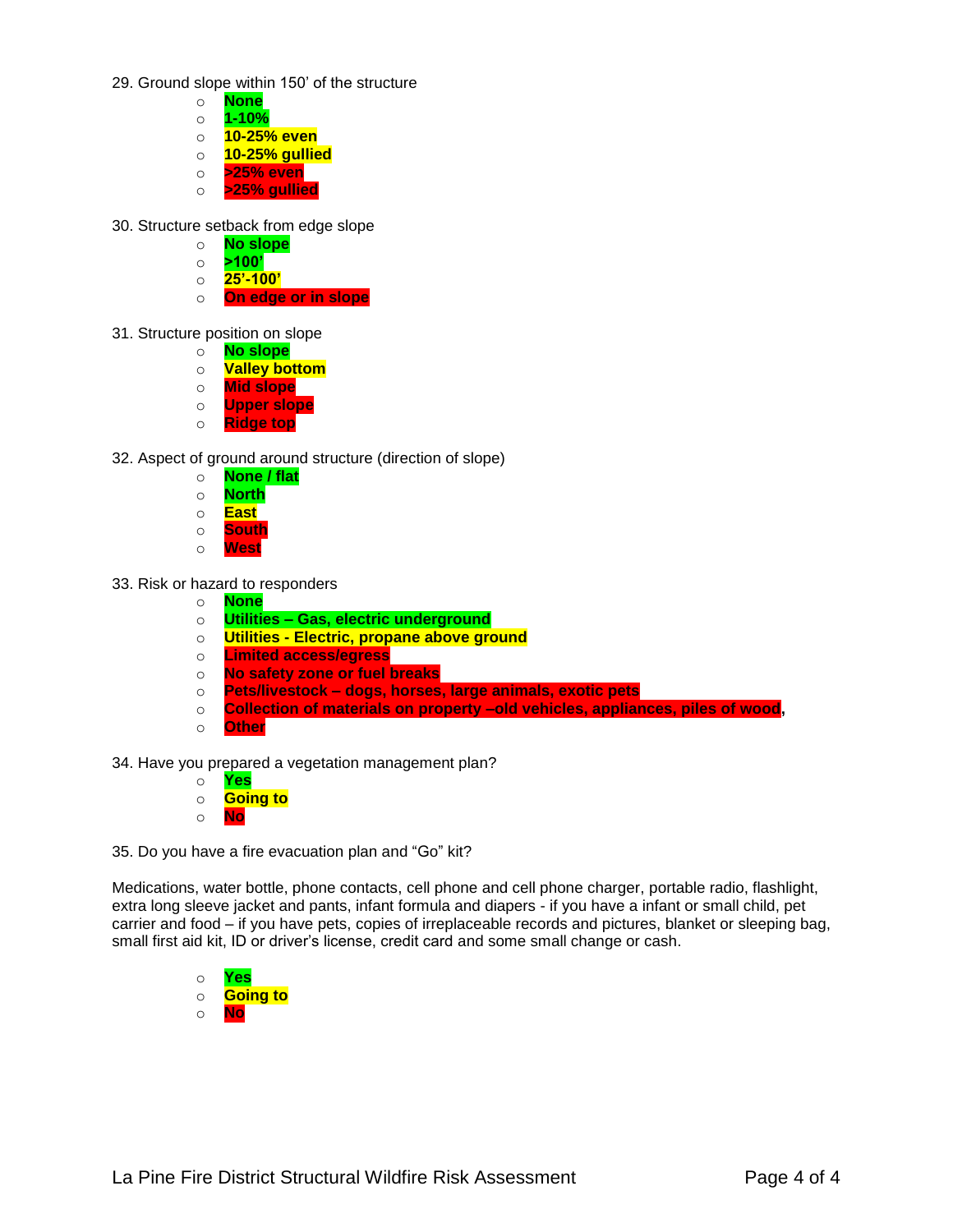29. Ground slope within 150' of the structure
    - **None**
    - **1-10%**
    - **10-25% even**
    - **10-25% gullied**
    - **>25% even**
    - **>25% gullied**

30. Structure setback from edge slope
    - **No slope**
    - **>100'**
    - **25'-100'**
    - **On edge or in slope**

31. Structure position on slope
    - **No slope**
    - **Valley bottom**
    - **Mid slope**
    - **Upper slope**
    - **Ridge top**

32. Aspect of ground around structure (direction of slope)
    - **None / flat**
    - **North**
    - **East**
    - **South**
    - **West**

33. Risk or hazard to responders
    - **None**
    - **Utilities – Gas, electric underground**
    - **Utilities - Electric, propane above ground**
    - **Limited access/egress**
    - **No safety zone or fuel breaks**
    - **Pets/livestock – dogs, horses, large animals, exotic pets**
    - **Collection of materials on property –old vehicles, appliances, piles of wood**,
    - **Other**

34. Have you prepared a vegetation management plan?
    - **Yes**
    - **Going to**
    - **No**

35. Do you have a fire evacuation plan and "Go" kit?

Medications, water bottle, phone contacts, cell phone and cell phone charger, portable radio, flashlight, extra long sleeve jacket and pants, infant formula and diapers - if you have a infant or small child, pet carrier and food – if you have pets, copies of irreplaceable records and pictures, blanket or sleeping bag, small first aid kit, ID or driver's license, credit card and some small change or cash.

- **Yes**
- **Going to**
- **No**